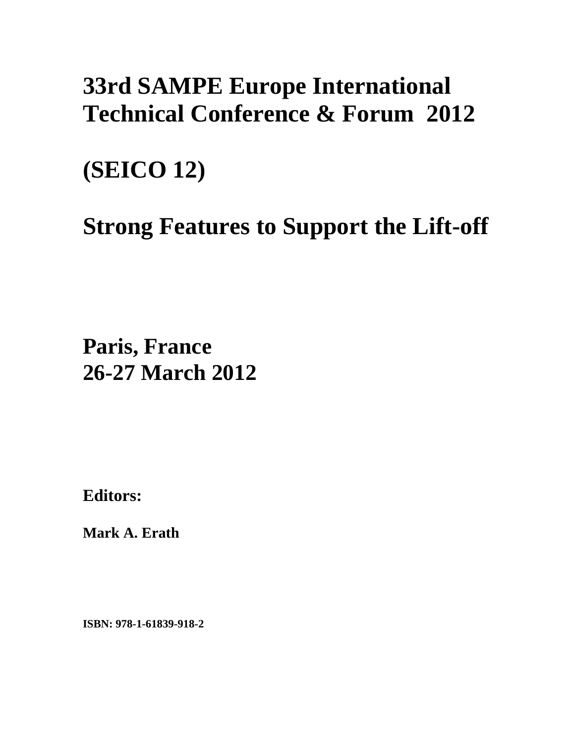# 33rd SAMPE Europe International Technical Conference & Forum 2012

# (SEICO 12)

# Strong Features to Support the Lift-off

## Paris, France
## 26-27 March 2012

**Editors:**

**Mark A. Erath**

**ISBN: 978-1-61839-918-2**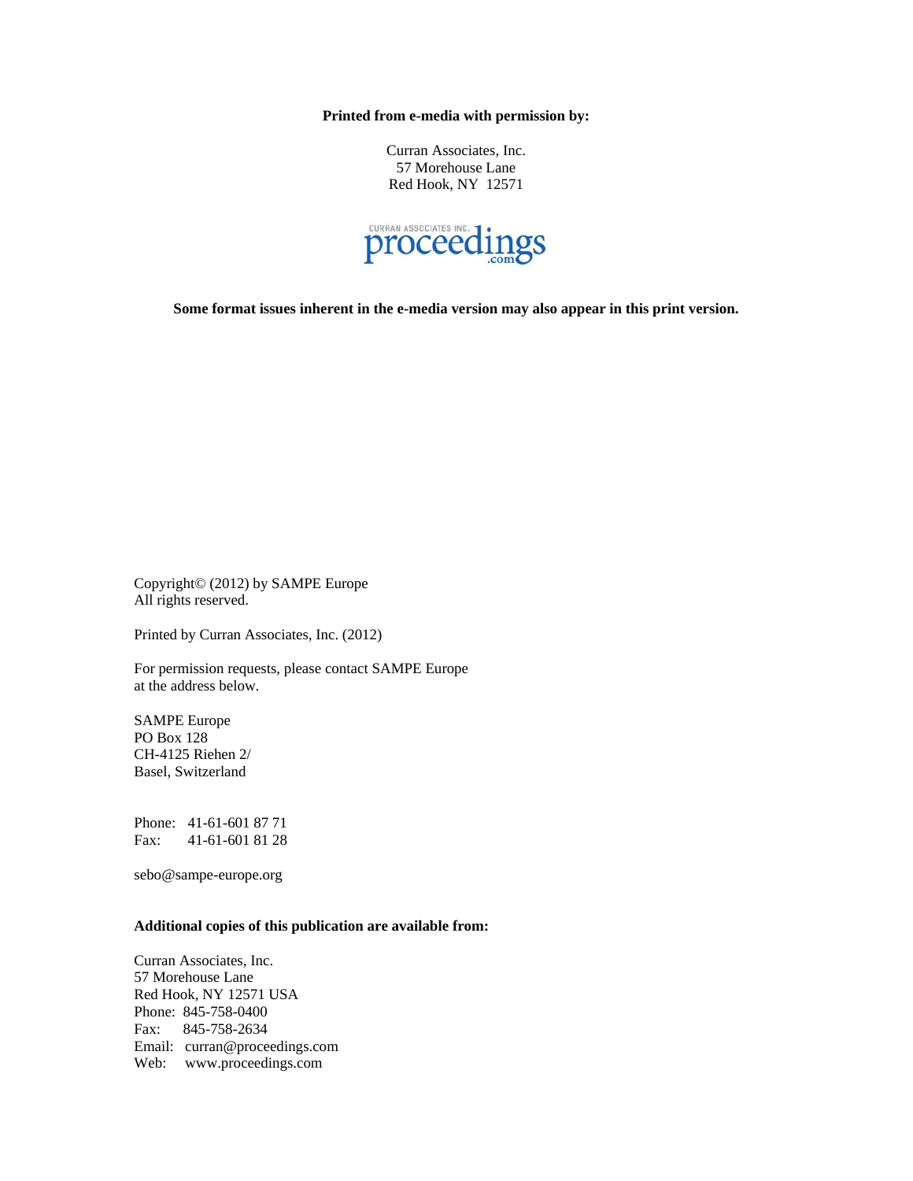**Printed from e-media with permission by:**

Curran Associates, Inc.
57 Morehouse Lane
Red Hook, NY 12571

CURRAN ASSOCIATES INC. proceedings .com

**Some format issues inherent in the e-media version may also appear in this print version.**

Copyright© (2012) by SAMPE Europe
All rights reserved.

Printed by Curran Associates, Inc. (2012)

For permission requests, please contact SAMPE Europe
at the address below.

SAMPE Europe
PO Box 128
CH-4125 Riehen 2/
Basel, Switzerland

Phone: 41-61-601 87 71
Fax: 41-61-601 81 28

sebo@sampe-europe.org

**Additional copies of this publication are available from:**

Curran Associates, Inc.
57 Morehouse Lane
Red Hook, NY 12571 USA
Phone: 845-758-0400
Fax: 845-758-2634
Email: curran@proceedings.com
Web: www.proceedings.com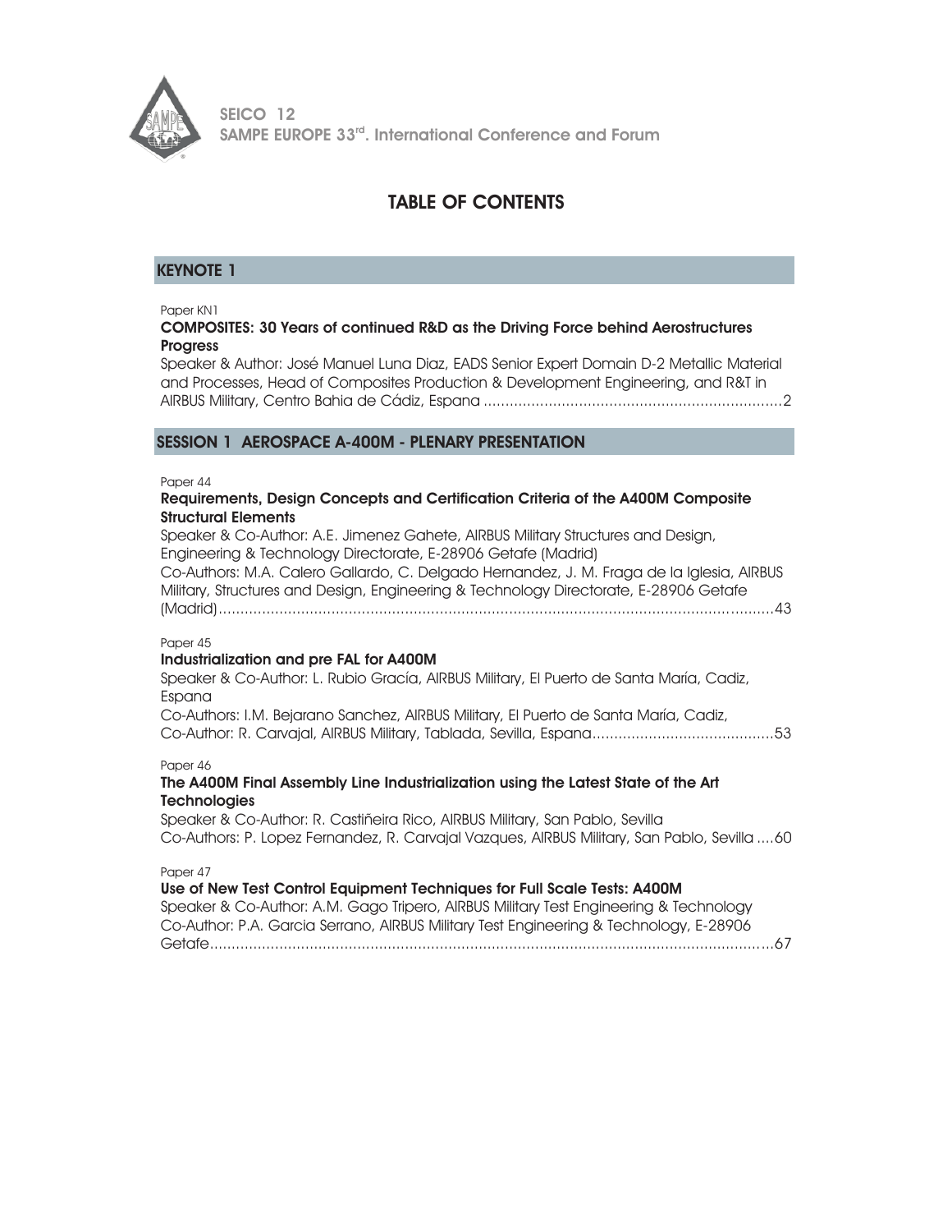# TABLE OF CONTENTS

## KEYNOTE 1

Paper KN1

**COMPOSITES: 30 Years of continued R&D as the Driving Force behind Aerostructures Progress**

Speaker & Author: José Manuel Luna Diaz, EADS Senior Expert Domain D-2 Metallic Material and Processes, Head of Composites Production & Development Engineering, and R&T in AIRBUS Military, Centro Bahia de Cádiz, Espana ....................................................................2

## SESSION 1 AEROSPACE A-400M - PLENARY PRESENTATION

Paper 44

**Requirements, Design Concepts and Certification Criteria of the A400M Composite Structural Elements**

Speaker & Co-Author: A.E. Jimenez Gahete, AIRBUS Military Structures and Design, Engineering & Technology Directorate, E-28906 Getafe (Madrid)
Co-Authors: M.A. Calero Gallardo, C. Delgado Hernandez, J. M. Fraga de la Iglesia, AIRBUS Military, Structures and Design, Engineering & Technology Directorate, E-28906 Getafe (Madrid)...............................................................................................................................43

Paper 45

**Industrialization and pre FAL for A400M**

Speaker & Co-Author: L. Rubio Gracía, AIRBUS Military, El Puerto de Santa María, Cadiz, Espana
Co-Authors: I.M. Bejarano Sanchez, AIRBUS Military, El Puerto de Santa María, Cadiz,
Co-Author: R. Carvajal, AIRBUS Military, Tablada, Sevilla, Espana..........................................53

Paper 46

**The A400M Final Assembly Line Industrialization using the Latest State of the Art Technologies**

Speaker & Co-Author: R. Castiñeira Rico, AIRBUS Military, San Pablo, Sevilla
Co-Authors: P. Lopez Fernandez, R. Carvajal Vazques, AIRBUS Military, San Pablo, Sevilla ....60

Paper 47

**Use of New Test Control Equipment Techniques for Full Scale Tests: A400M**

Speaker & Co-Author: A.M. Gago Tripero, AIRBUS Military Test Engineering & Technology
Co-Author: P.A. Garcia Serrano, AIRBUS Military Test Engineering & Technology, E-28906 Getafe.................................................................................................................................67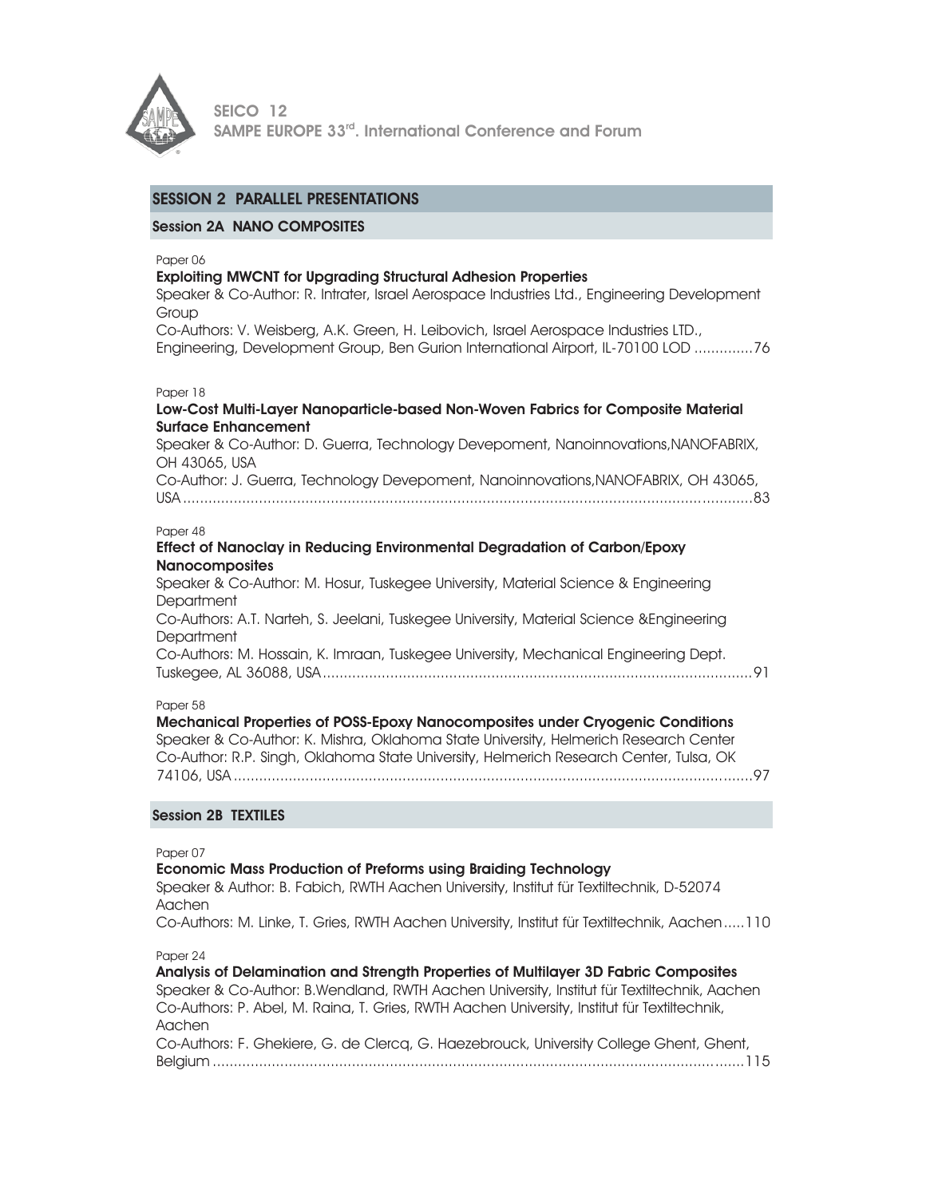## SESSION 2 PARALLEL PRESENTATIONS

### Session 2A NANO COMPOSITES

Paper 06

**Exploiting MWCNT for Upgrading Structural Adhesion Properties**

Speaker & Co-Author: R. Intrater, Israel Aerospace Industries Ltd., Engineering Development Group

Co-Authors: V. Weisberg, A.K. Green, H. Leibovich, Israel Aerospace Industries LTD., Engineering, Development Group, Ben Gurion International Airport, IL-70100 LOD ..............76

Paper 18

**Low-Cost Multi-Layer Nanoparticle-based Non-Woven Fabrics for Composite Material Surface Enhancement**

Speaker & Co-Author: D. Guerra, Technology Devepoment, Nanoinnovations,NANOFABRIX, OH 43065, USA

Co-Author: J. Guerra, Technology Devepoment, Nanoinnovations,NANOFABRIX, OH 43065, USA.....................................................................................................................................83

Paper 48

**Effect of Nanoclay in Reducing Environmental Degradation of Carbon/Epoxy Nanocomposites**

Speaker & Co-Author: M. Hosur, Tuskegee University, Material Science & Engineering Department

Co-Authors: A.T. Narteh, S. Jeelani, Tuskegee University, Material Science &Engineering Department

Co-Authors: M. Hossain, K. Imraan, Tuskegee University, Mechanical Engineering Dept. Tuskegee, AL 36088, USA.....................................................................................................91

Paper 58

**Mechanical Properties of POSS-Epoxy Nanocomposites under Cryogenic Conditions**

Speaker & Co-Author: K. Mishra, Oklahoma State University, Helmerich Research Center

Co-Author: R.P. Singh, Oklahoma State University, Helmerich Research Center, Tulsa, OK 74106, USA .........................................................................................................................97

### Session 2B TEXTILES

Paper 07

**Economic Mass Production of Preforms using Braiding Technology**

Speaker & Author: B. Fabich, RWTH Aachen University, Institut für Textiltechnik, D-52074 Aachen

Co-Authors: M. Linke, T. Gries, RWTH Aachen University, Institut für Textiltechnik, Aachen.....110

Paper 24

**Analysis of Delamination and Strength Properties of Multilayer 3D Fabric Composites**

Speaker & Co-Author: B.Wendland, RWTH Aachen University, Institut für Textiltechnik, Aachen

Co-Authors: P. Abel, M. Raina, T. Gries, RWTH Aachen University, Institut für Textiltechnik, Aachen

Co-Authors: F. Ghekiere, G. de Clercq, G. Haezebrouck, University College Ghent, Ghent, Belgium ...........................................................................................................................115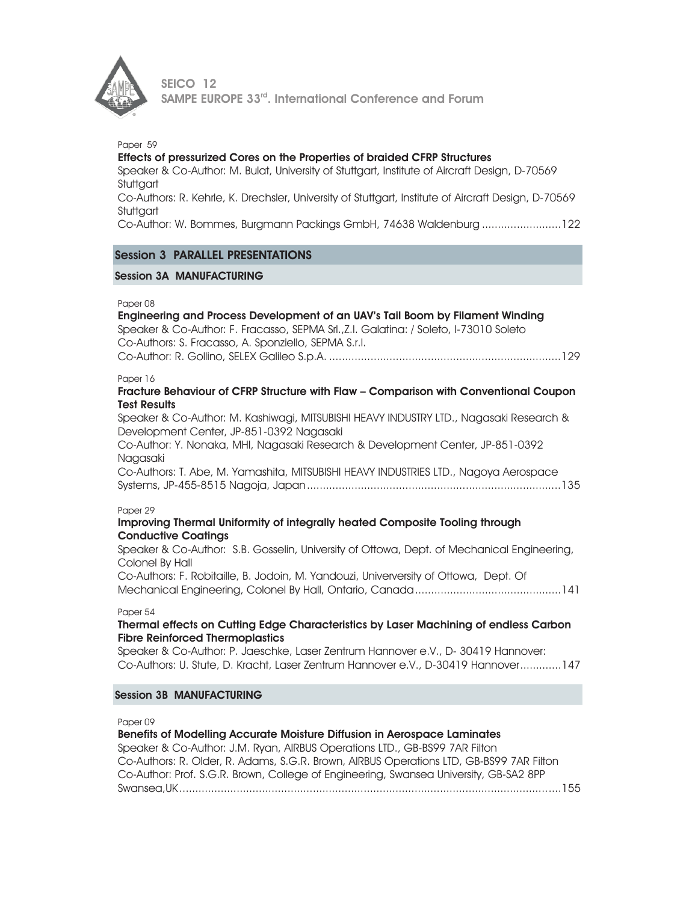Paper 59

**Effects of pressurized Cores on the Properties of braided CFRP Structures**
Speaker & Co-Author: M. Bulat, University of Stuttgart, Institute of Aircraft Design, D-70569 Stuttgart
Co-Authors: R. Kehrle, K. Drechsler, University of Stuttgart, Institute of Aircraft Design, D-70569 Stuttgart
Co-Author: W. Bommes, Burgmann Packings GmbH, 74638 Waldenburg .........................122

## Session 3 PARALLEL PRESENTATIONS

### Session 3A MANUFACTURING

Paper 08

**Engineering and Process Development of an UAV's Tail Boom by Filament Winding**
Speaker & Co-Author: F. Fracasso, SEPMA Srl.,Z.I. Galatina: / Soleto, I-73010 Soleto
Co-Authors: S. Fracasso, A. Sponziello, SEPMA S.r.l.
Co-Author: R. Gollino, SELEX Galileo S.p.A. ........................................................................129

Paper 16

**Fracture Behaviour of CFRP Structure with Flaw – Comparison with Conventional Coupon Test Results**
Speaker & Co-Author: M. Kashiwagi, MITSUBISHI HEAVY INDUSTRY LTD., Nagasaki Research & Development Center, JP-851-0392 Nagasaki
Co-Author: Y. Nonaka, MHI, Nagasaki Research & Development Center, JP-851-0392 Nagasaki
Co-Authors: T. Abe, M. Yamashita, MITSUBISHI HEAVY INDUSTRIES LTD., Nagoya Aerospace Systems, JP-455-8515 Nagoja, Japan..............................................................................135

Paper 29

**Improving Thermal Uniformity of integrally heated Composite Tooling through Conductive Coatings**
Speaker & Co-Author: S.B. Gosselin, University of Ottowa, Dept. of Mechanical Engineering, Colonel By Hall
Co-Authors: F. Robitaille, B. Jodoin, M. Yandouzi, Univerversity of Ottowa, Dept. Of Mechanical Engineering, Colonel By Hall, Ontario, Canada.............................................141

Paper 54

**Thermal effects on Cutting Edge Characteristics by Laser Machining of endless Carbon Fibre Reinforced Thermoplastics**
Speaker & Co-Author: P. Jaeschke, Laser Zentrum Hannover e.V., D- 30419 Hannover:
Co-Authors: U. Stute, D. Kracht, Laser Zentrum Hannover e.V., D-30419 Hannover.............147

### Session 3B MANUFACTURING

Paper 09

**Benefits of Modelling Accurate Moisture Diffusion in Aerospace Laminates**
Speaker & Co-Author: J.M. Ryan, AIRBUS Operations LTD., GB-BS99 7AR Filton
Co-Authors: R. Older, R. Adams, S.G.R. Brown, AIRBUS Operations LTD, GB-BS99 7AR Filton
Co-Author: Prof. S.G.R. Brown, College of Engineering, Swansea University, GB-SA2 8PP Swansea,UK.....................................................................................................................155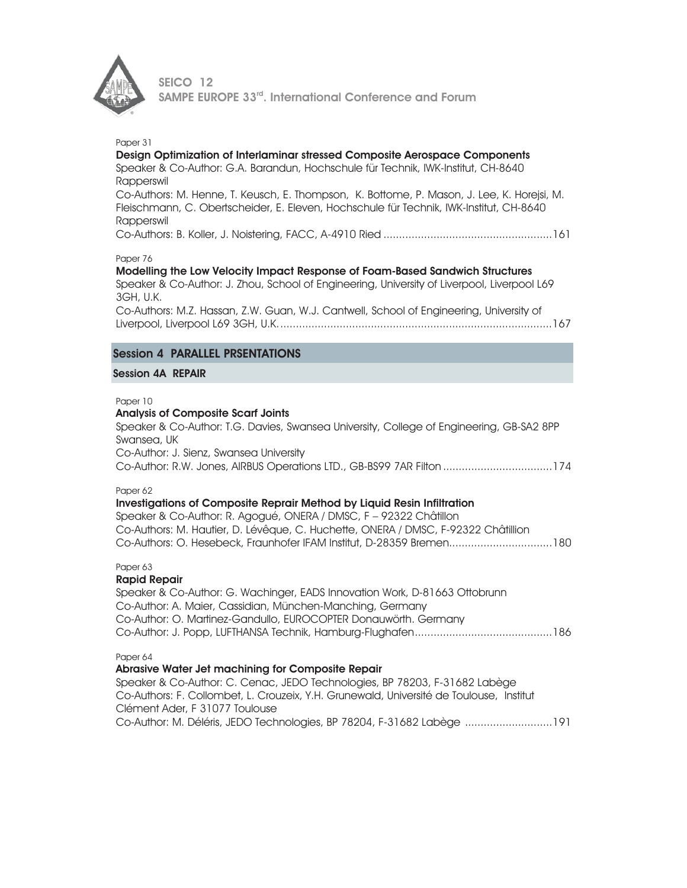Paper 31

**Design Optimization of Interlaminar stressed Composite Aerospace Components**

Speaker & Co-Author: G.A. Barandun, Hochschule für Technik, IWK-Institut, CH-8640 Rapperswil

Co-Authors: M. Henne, T. Keusch, E. Thompson, K. Bottome, P. Mason, J. Lee, K. Horejsi, M. Fleischmann, C. Obertscheider, E. Eleven, Hochschule für Technik, IWK-Institut, CH-8640 Rapperswil

Co-Authors: B. Koller, J. Noistering, FACC, A-4910 Ried ......................................................161

Paper 76

**Modelling the Low Velocity Impact Response of Foam-Based Sandwich Structures**

Speaker & Co-Author: J. Zhou, School of Engineering, University of Liverpool, Liverpool L69 3GH, U.K.

Co-Authors: M.Z. Hassan, Z.W. Guan, W.J. Cantwell, School of Engineering, University of Liverpool, Liverpool L69 3GH, U.K. ......................................................................................167

## Session 4 PARALLEL PRSENTATIONS

### Session 4A REPAIR

Paper 10

**Analysis of Composite Scarf Joints**

Speaker & Co-Author: T.G. Davies, Swansea University, College of Engineering, GB-SA2 8PP Swansea, UK

Co-Author: J. Sienz, Swansea University

Co-Author: R.W. Jones, AIRBUS Operations LTD., GB-BS99 7AR Filton ...................................174

Paper 62

**Investigations of Composite Repair Method by Liquid Resin Infiltration**

Speaker & Co-Author: R. Agogué, ONERA / DMSC, F – 92322 Châtillon

Co-Authors: M. Hautier, D. Lévêque, C. Huchette, ONERA / DMSC, F-92322 Châtillion

Co-Authors: O. Hesebeck, Fraunhofer IFAM Institut, D-28359 Bremen.................................180

Paper 63

**Rapid Repair**

Speaker & Co-Author: G. Wachinger, EADS Innovation Work, D-81663 Ottobrunn

Co-Author: A. Maier, Cassidian, München-Manching, Germany

Co-Author: O. Martinez-Gandullo, EUROCOPTER Donauwörth. Germany

Co-Author: J. Popp, LUFTHANSA Technik, Hamburg-Flughafen............................................186

Paper 64

**Abrasive Water Jet machining for Composite Repair**

Speaker & Co-Author: C. Cenac, JEDO Technologies, BP 78203, F-31682 Labège

Co-Authors: F. Collombet, L. Crouzeix, Y.H. Grunewald, Université de Toulouse, Institut Clément Ader, F 31077 Toulouse

Co-Author: M. Déléris, JEDO Technologies, BP 78204, F-31682 Labège ............................191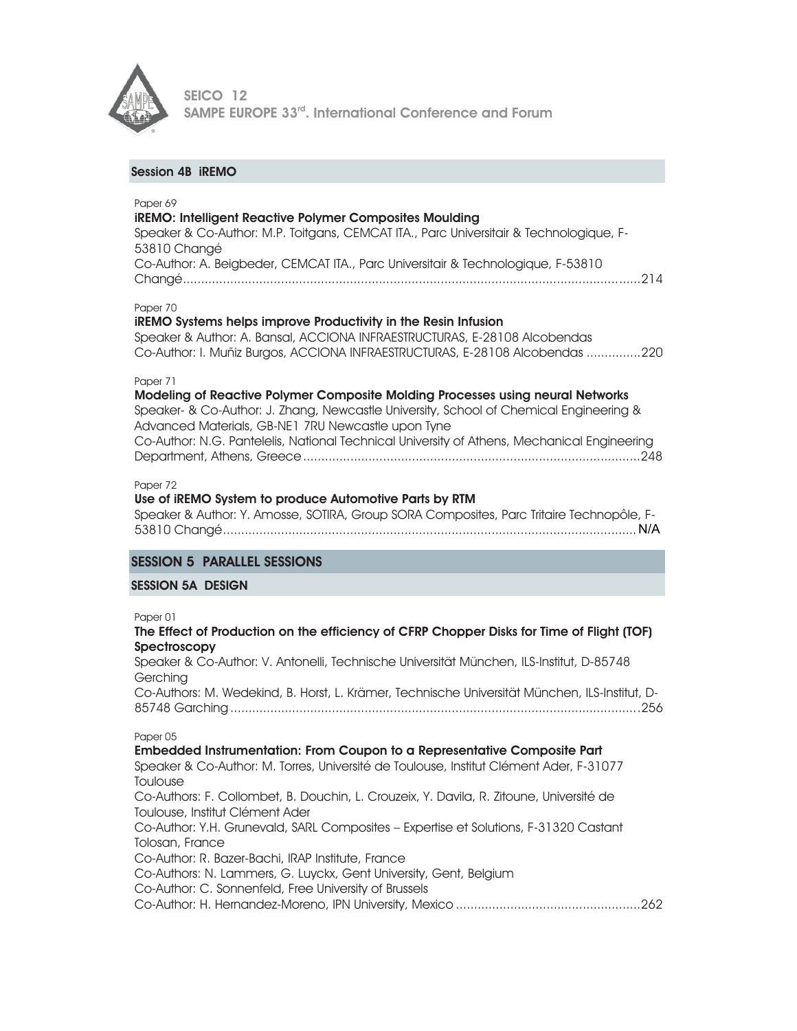## Session 4B iREMO

Paper 69

**iREMO: Intelligent Reactive Polymer Composites Moulding**

Speaker & Co-Author: M.P. Toitgans, CEMCAT ITA., Parc Universitair & Technologique, F-53810 Changé

Co-Author: A. Beigbeder, CEMCAT ITA., Parc Universitair & Technologique, F-53810 Changé........................................................................................................................214

Paper 70

**iREMO Systems helps improve Productivity in the Resin Infusion**

Speaker & Author: A. Bansal, ACCIONA INFRAESTRUCTURAS, E-28108 Alcobendas

Co-Author: I. Muñiz Burgos, ACCIONA INFRAESTRUCTURAS, E-28108 Alcobendas ...............220

Paper 71

**Modeling of Reactive Polymer Composite Molding Processes using neural Networks**

Speaker- & Co-Author: J. Zhang, Newcastle University, School of Chemical Engineering & Advanced Materials, GB-NE1 7RU Newcastle upon Tyne

Co-Author: N.G. Pantelelis, National Technical University of Athens, Mechanical Engineering Department, Athens, Greece ............................................................................................248

Paper 72

**Use of iREMO System to produce Automotive Parts by RTM**

Speaker & Author: Y. Amosse, SOTIRA, Group SORA Composites, Parc Tritaire Technopôle, F-53810 Changé................................................................................................................N/A

## SESSION 5 PARALLEL SESSIONS

### SESSION 5A DESIGN

Paper 01

**The Effect of Production on the efficiency of CFRP Chopper Disks for Time of Flight (TOF) Spectroscopy**

Speaker & Co-Author: V. Antonelli, Technische Universität München, ILS-Institut, D-85748 Gerching

Co-Authors: M. Wedekind, B. Horst, L. Krämer, Technische Universität München, ILS-Institut, D-85748 Garching ...............................................................................................................256

Paper 05

**Embedded Instrumentation: From Coupon to a Representative Composite Part**

Speaker & Co-Author: M. Torres, Université de Toulouse, Institut Clément Ader, F-31077 Toulouse

Co-Authors: F. Collombet, B. Douchin, L. Crouzeix, Y. Davila, R. Zitoune, Université de Toulouse, Institut Clément Ader

Co-Author: Y.H. Grunevald, SARL Composites – Expertise et Solutions, F-31320 Castant Tolosan, France

Co-Author: R. Bazer-Bachi, IRAP Institute, France

Co-Authors: N. Lammers, G. Luyckx, Gent University, Gent, Belgium

Co-Author: C. Sonnenfeld, Free University of Brussels

Co-Author: H. Hernandez-Moreno, IPN University, Mexico ..................................................262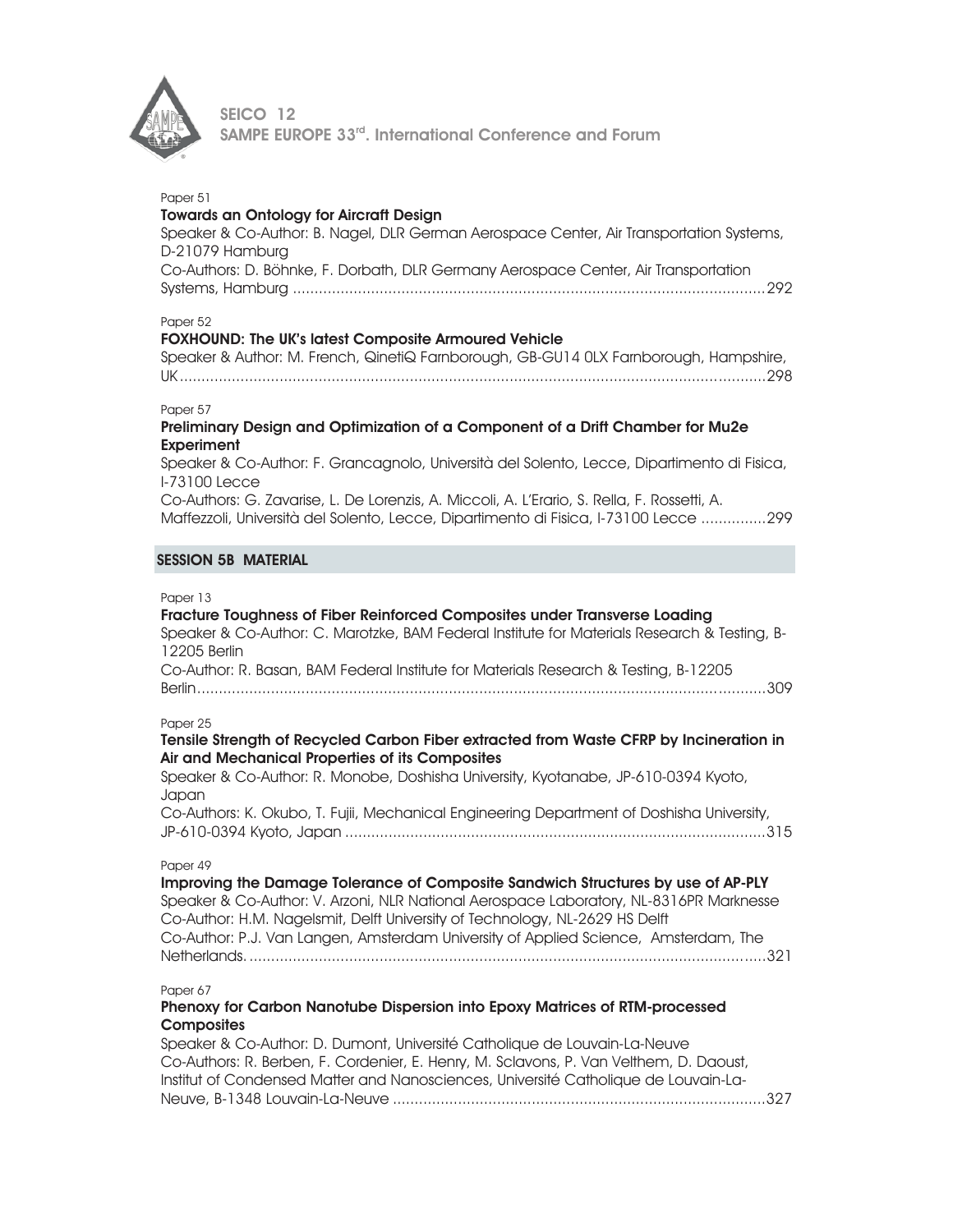Paper 51

**Towards an Ontology for Aircraft Design**

Speaker & Co-Author: B. Nagel, DLR German Aerospace Center, Air Transportation Systems, D-21079 Hamburg

Co-Authors: D. Böhnke, F. Dorbath, DLR Germany Aerospace Center, Air Transportation Systems, Hamburg ............................................................................................................292

Paper 52

**FOXHOUND: The UK's latest Composite Armoured Vehicle**

Speaker & Author: M. French, QinetiQ Farnborough, GB-GU14 0LX Farnborough, Hampshire, UK.....................................................................................................................................298

Paper 57

**Preliminary Design and Optimization of a Component of a Drift Chamber for Mu2e Experiment**

Speaker & Co-Author: F. Grancagnolo, Università del Solento, Lecce, Dipartimento di Fisica, I-73100 Lecce

Co-Authors: G. Zavarise, L. De Lorenzis, A. Miccoli, A. L'Erario, S. Rella, F. Rossetti, A. Maffezzoli, Università del Solento, Lecce, Dipartimento di Fisica, I-73100 Lecce ...............299

## SESSION 5B MATERIAL

Paper 13

**Fracture Toughness of Fiber Reinforced Composites under Transverse Loading**

Speaker & Co-Author: C. Marotzke, BAM Federal Institute for Materials Research & Testing, B-12205 Berlin

Co-Author: R. Basan, BAM Federal Institute for Materials Research & Testing, B-12205 Berlin.................................................................................................................................309

Paper 25

**Tensile Strength of Recycled Carbon Fiber extracted from Waste CFRP by Incineration in Air and Mechanical Properties of its Composites**

Speaker & Co-Author: R. Monobe, Doshisha University, Kyotanabe, JP-610-0394 Kyoto, Japan

Co-Authors: K. Okubo, T. Fujii, Mechanical Engineering Department of Doshisha University, JP-610-0394 Kyoto, Japan ................................................................................................315

Paper 49

**Improving the Damage Tolerance of Composite Sandwich Structures by use of AP-PLY**

Speaker & Co-Author: V. Arzoni, NLR National Aerospace Laboratory, NL-8316PR Marknesse

Co-Author: H.M. Nagelsmit, Delft University of Technology, NL-2629 HS Delft

Co-Author: P.J. Van Langen, Amsterdam University of Applied Science, Amsterdam, The Netherlands. ....................................................................................................................321

Paper 67

**Phenoxy for Carbon Nanotube Dispersion into Epoxy Matrices of RTM-processed Composites**

Speaker & Co-Author: D. Dumont, Université Catholique de Louvain-La-Neuve

Co-Authors: R. Berben, F. Cordenier, E. Henry, M. Sclavons, P. Van Velthem, D. Daoust, Institut of Condensed Matter and Nanosciences, Université Catholique de Louvain-La-Neuve, B-1348 Louvain-La-Neuve .....................................................................................327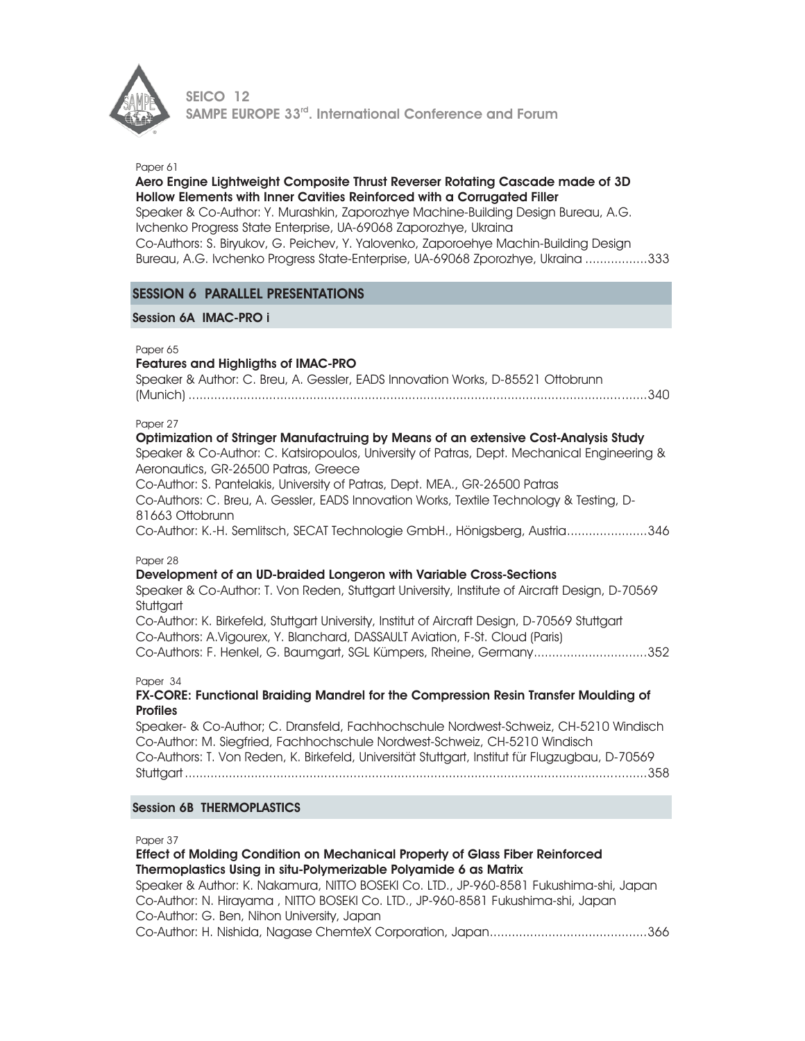Paper 61

**Aero Engine Lightweight Composite Thrust Reverser Rotating Cascade made of 3D Hollow Elements with Inner Cavities Reinforced with a Corrugated Filler**

Speaker & Co-Author: Y. Murashkin, Zaporozhye Machine-Building Design Bureau, A.G. Ivchenko Progress State Enterprise, UA-69068 Zaporozhye, Ukraina
Co-Authors: S. Biryukov, G. Peichev, Y. Yalovenko, Zaporoehye Machin-Building Design Bureau, A.G. Ivchenko Progress State-Enterprise, UA-69068 Zporozhye, Ukraina ................. 333

## SESSION 6 PARALLEL PRESENTATIONS

### Session 6A IMAC-PRO i

Paper 65

**Features and Highligths of IMAC-PRO**

Speaker & Author: C. Breu, A. Gessler, EADS Innovation Works, D-85521 Ottobrunn (Munich) ........................................................................................................................ 340

Paper 27

**Optimization of Stringer Manufactruing by Means of an extensive Cost-Analysis Study**

Speaker & Co-Author: C. Katsiropoulos, University of Patras, Dept. Mechanical Engineering & Aeronautics, GR-26500 Patras, Greece
Co-Author: S. Pantelakis, University of Patras, Dept. MEA., GR-26500 Patras
Co-Authors: C. Breu, A. Gessler, EADS Innovation Works, Textile Technology & Testing, D-81663 Ottobrunn
Co-Author: K.-H. Semlitsch, SECAT Technologie GmbH., Hönigsberg, Austria...................... 346

Paper 28

**Development of an UD-braided Longeron with Variable Cross-Sections**

Speaker & Co-Author: T. Von Reden, Stuttgart University, Institute of Aircraft Design, D-70569 Stuttgart
Co-Author: K. Birkefeld, Stuttgart University, Institut of Aircraft Design, D-70569 Stuttgart
Co-Authors: A.Vigourex, Y. Blanchard, DASSAULT Aviation, F-St. Cloud (Paris)
Co-Authors: F. Henkel, G. Baumgart, SGL Kümpers, Rheine, Germany............................... 352

Paper 34

**FX-CORE: Functional Braiding Mandrel for the Compression Resin Transfer Moulding of Profiles**

Speaker- & Co-Author; C. Dransfeld, Fachhochschule Nordwest-Schweiz, CH-5210 Windisch
Co-Author: M. Siegfried, Fachhochschule Nordwest-Schweiz, CH-5210 Windisch
Co-Authors: T. Von Reden, K. Birkefeld, Universität Stuttgart, Institut für Flugzugbau, D-70569 Stuttgart ........................................................................................................................ 358

### Session 6B THERMOPLASTICS

Paper 37

**Effect of Molding Condition on Mechanical Property of Glass Fiber Reinforced Thermoplastics Using in situ-Polymerizable Polyamide 6 as Matrix**

Speaker & Author: K. Nakamura, NITTO BOSEKI Co. LTD., JP-960-8581 Fukushima-shi, Japan
Co-Author: N. Hirayama , NITTO BOSEKI Co. LTD., JP-960-8581 Fukushima-shi, Japan
Co-Author: G. Ben, Nihon University, Japan
Co-Author: H. Nishida, Nagase ChemteX Corporation, Japan........................................... 366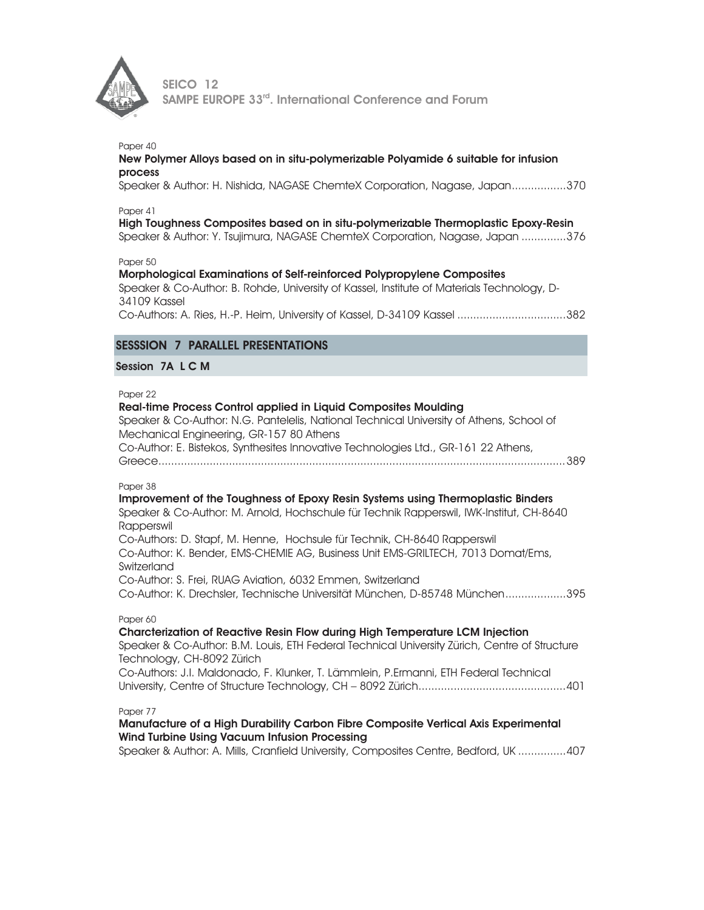Paper 40

**New Polymer Alloys based on in situ-polymerizable Polyamide 6 suitable for infusion process**

Speaker & Author: H. Nishida, NAGASE ChemteX Corporation, Nagase, Japan.................370

Paper 41

**High Toughness Composites based on in situ-polymerizable Thermoplastic Epoxy-Resin**

Speaker & Author: Y. Tsujimura, NAGASE ChemteX Corporation, Nagase, Japan ..............376

Paper 50

**Morphological Examinations of Self-reinforced Polypropylene Composites**

Speaker & Co-Author: B. Rohde, University of Kassel, Institute of Materials Technology, D-34109 Kassel

Co-Authors: A. Ries, H.-P. Heim, University of Kassel, D-34109 Kassel ..................................382

## SESSSION 7 PARALLEL PRESENTATIONS

### Session 7A L C M

Paper 22

**Real-time Process Control applied in Liquid Composites Moulding**

Speaker & Co-Author: N.G. Pantelelis, National Technical University of Athens, School of Mechanical Engineering, GR-157 80 Athens

Co-Author: E. Bistekos, Synthesites Innovative Technologies Ltd., GR-161 22 Athens, Greece.............................................................................................................................389

Paper 38

**Improvement of the Toughness of Epoxy Resin Systems using Thermoplastic Binders**

Speaker & Co-Author: M. Arnold, Hochschule für Technik Rapperswil, IWK-Institut, CH-8640 Rapperswil

Co-Authors: D. Stapf, M. Henne, Hochsule für Technik, CH-8640 Rapperswil

Co-Author: K. Bender, EMS-CHEMIE AG, Business Unit EMS-GRILTECH, 7013 Domat/Ems, Switzerland

Co-Author: S. Frei, RUAG Aviation, 6032 Emmen, Switzerland

Co-Author: K. Drechsler, Technische Universität München, D-85748 München...................395

Paper 60

**Charcterization of Reactive Resin Flow during High Temperature LCM Injection**

Speaker & Co-Author: B.M. Louis, ETH Federal Technical University Zürich, Centre of Structure Technology, CH-8092 Zürich

Co-Authors: J.I. Maldonado, F. Klunker, T. Lämmlein, P.Ermanni, ETH Federal Technical University, Centre of Structure Technology, CH – 8092 Zürich.............................................401

Paper 77

**Manufacture of a High Durability Carbon Fibre Composite Vertical Axis Experimental Wind Turbine Using Vacuum Infusion Processing**

Speaker & Author: A. Mills, Cranfield University, Composites Centre, Bedford, UK ...............407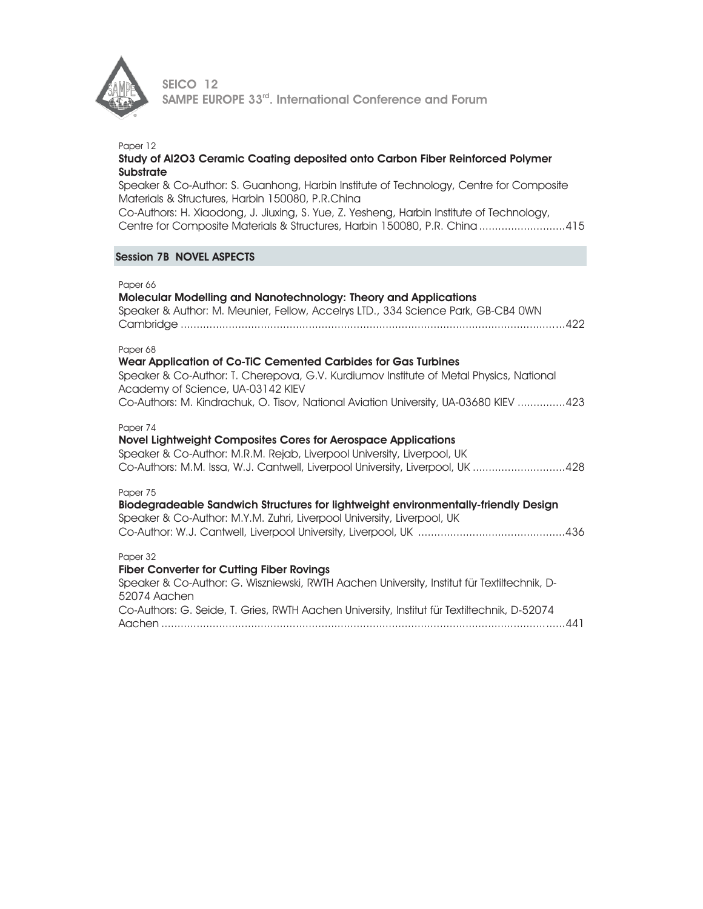Paper 12

**Study of $Al_2O_3$ Ceramic Coating deposited onto Carbon Fiber Reinforced Polymer Substrate**

Speaker & Co-Author: S. Guanhong, Harbin Institute of Technology, Centre for Composite Materials & Structures, Harbin 150080, P.R.China

Co-Authors: H. Xiaodong, J. Jiuxing, S. Yue, Z. Yesheng, Harbin Institute of Technology, Centre for Composite Materials & Structures, Harbin 150080, P.R. China ...........................415

## Session 7B NOVEL ASPECTS

Paper 66

**Molecular Modelling and Nanotechnology: Theory and Applications**

Speaker & Author: M. Meunier, Fellow, Accelrys LTD., 334 Science Park, GB-CB4 0WN Cambridge ......................................................................................................................422

Paper 68

**Wear Application of Co-TiC Cemented Carbides for Gas Turbines**

Speaker & Co-Author: T. Cherepova, G.V. Kurdiumov Institute of Metal Physics, National Academy of Science, UA-03142 KIEV

Co-Authors: M. Kindrachuk, O. Tisov, National Aviation University, UA-03680 KIEV ...............423

Paper 74

**Novel Lightweight Composites Cores for Aerospace Applications**

Speaker & Co-Author: M.R.M. Rejab, Liverpool University, Liverpool, UK

Co-Authors: M.M. Issa, W.J. Cantwell, Liverpool University, Liverpool, UK ............................428

Paper 75

**Biodegradeable Sandwich Structures for lightweight environmentally-friendly Design**

Speaker & Co-Author: M.Y.M. Zuhri, Liverpool University, Liverpool, UK

Co-Author: W.J. Cantwell, Liverpool University, Liverpool, UK .............................................436

Paper 32

**Fiber Converter for Cutting Fiber Rovings**

Speaker & Co-Author: G. Wiszniewski, RWTH Aachen University, Institut für Textiltechnik, D-52074 Aachen

Co-Authors: G. Seide, T. Gries, RWTH Aachen University, Institut für Textiltechnik, D-52074 Aachen ............................................................................................................................441